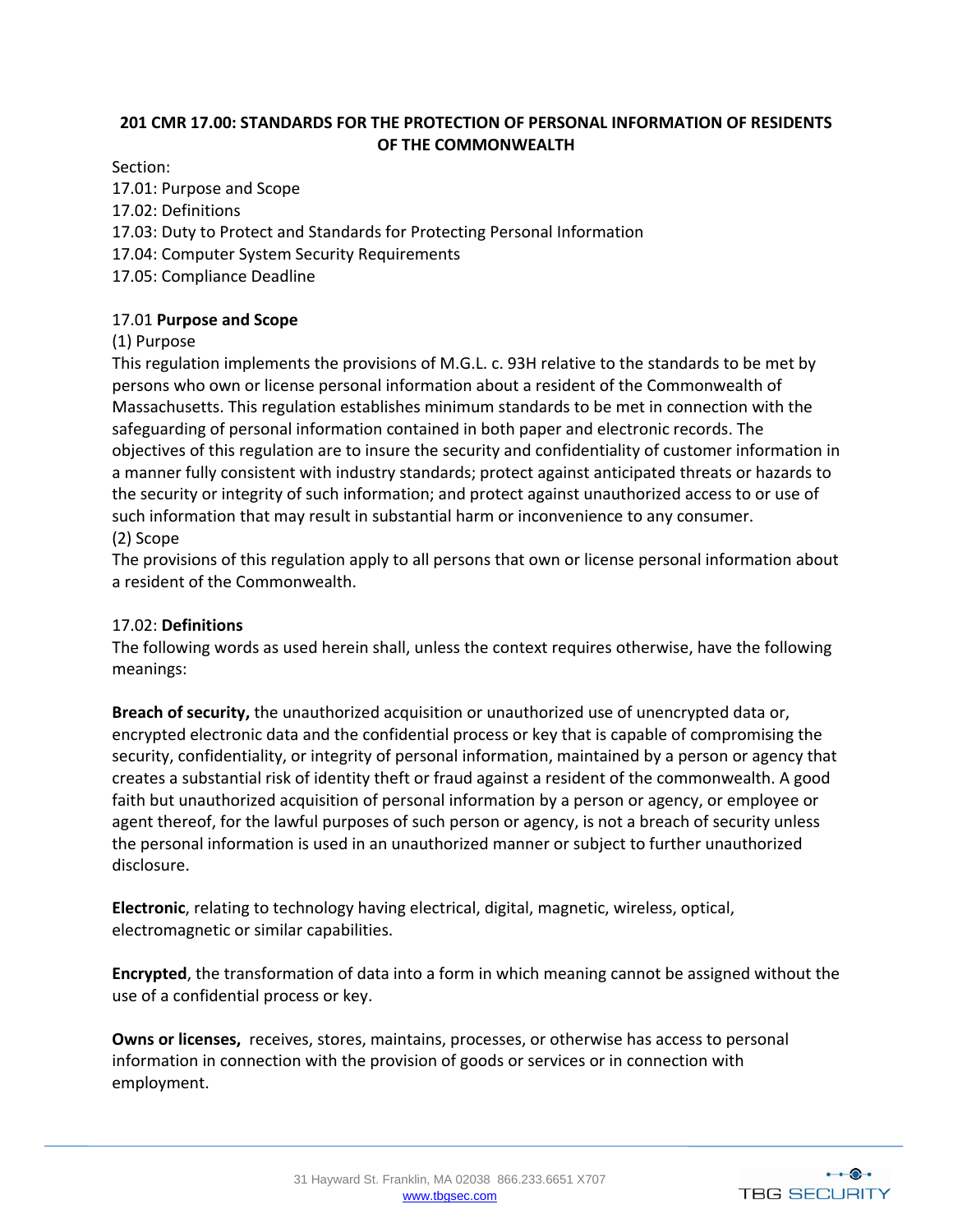# 201 CMR 17.00: STANDARDS FOR THE PROTECTION OF PERSONAL INFORMATION OF RESIDENTS OF THE COMMONWEALTH

Section:
17.01: Purpose and Scope
17.02: Definitions
17.03: Duty to Protect and Standards for Protecting Personal Information
17.04: Computer System Security Requirements
17.05: Compliance Deadline

## 17.01 **Purpose and Scope**

(1) Purpose

This regulation implements the provisions of M.G.L. c. 93H relative to the standards to be met by persons who own or license personal information about a resident of the Commonwealth of Massachusetts. This regulation establishes minimum standards to be met in connection with the safeguarding of personal information contained in both paper and electronic records. The objectives of this regulation are to insure the security and confidentiality of customer information in a manner fully consistent with industry standards; protect against anticipated threats or hazards to the security or integrity of such information; and protect against unauthorized access to or use of such information that may result in substantial harm or inconvenience to any consumer.

(2) Scope

The provisions of this regulation apply to all persons that own or license personal information about a resident of the Commonwealth.

## 17.02: **Definitions**

The following words as used herein shall, unless the context requires otherwise, have the following meanings:

**Breach of security,** the unauthorized acquisition or unauthorized use of unencrypted data or, encrypted electronic data and the confidential process or key that is capable of compromising the security, confidentiality, or integrity of personal information, maintained by a person or agency that creates a substantial risk of identity theft or fraud against a resident of the commonwealth. A good faith but unauthorized acquisition of personal information by a person or agency, or employee or agent thereof, for the lawful purposes of such person or agency, is not a breach of security unless the personal information is used in an unauthorized manner or subject to further unauthorized disclosure.

**Electronic**, relating to technology having electrical, digital, magnetic, wireless, optical, electromagnetic or similar capabilities.

**Encrypted**, the transformation of data into a form in which meaning cannot be assigned without the use of a confidential process or key.

**Owns or licenses,** receives, stores, maintains, processes, or otherwise has access to personal information in connection with the provision of goods or services or in connection with employment.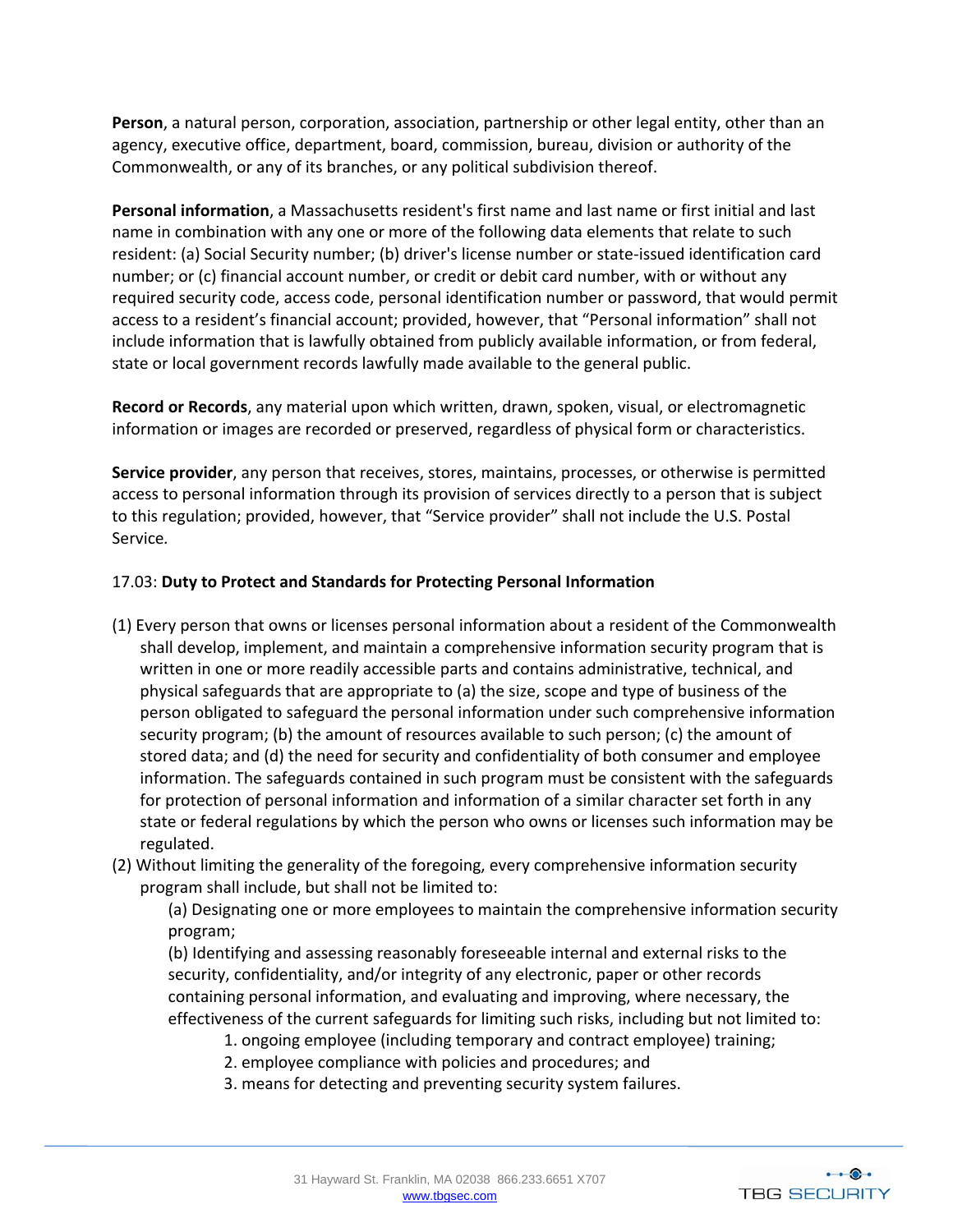**Person**, a natural person, corporation, association, partnership or other legal entity, other than an agency, executive office, department, board, commission, bureau, division or authority of the Commonwealth, or any of its branches, or any political subdivision thereof.

**Personal information**, a Massachusetts resident's first name and last name or first initial and last name in combination with any one or more of the following data elements that relate to such resident: (a) Social Security number; (b) driver's license number or state-issued identification card number; or (c) financial account number, or credit or debit card number, with or without any required security code, access code, personal identification number or password, that would permit access to a resident's financial account; provided, however, that "Personal information" shall not include information that is lawfully obtained from publicly available information, or from federal, state or local government records lawfully made available to the general public.

**Record or Records**, any material upon which written, drawn, spoken, visual, or electromagnetic information or images are recorded or preserved, regardless of physical form or characteristics.

**Service provider**, any person that receives, stores, maintains, processes, or otherwise is permitted access to personal information through its provision of services directly to a person that is subject to this regulation; provided, however, that "Service provider" shall not include the U.S. Postal Service.

17.03: **Duty to Protect and Standards for Protecting Personal Information**

(1) Every person that owns or licenses personal information about a resident of the Commonwealth shall develop, implement, and maintain a comprehensive information security program that is written in one or more readily accessible parts and contains administrative, technical, and physical safeguards that are appropriate to (a) the size, scope and type of business of the person obligated to safeguard the personal information under such comprehensive information security program; (b) the amount of resources available to such person; (c) the amount of stored data; and (d) the need for security and confidentiality of both consumer and employee information. The safeguards contained in such program must be consistent with the safeguards for protection of personal information and information of a similar character set forth in any state or federal regulations by which the person who owns or licenses such information may be regulated.

(2) Without limiting the generality of the foregoing, every comprehensive information security program shall include, but shall not be limited to:

(a) Designating one or more employees to maintain the comprehensive information security program;

(b) Identifying and assessing reasonably foreseeable internal and external risks to the security, confidentiality, and/or integrity of any electronic, paper or other records containing personal information, and evaluating and improving, where necessary, the effectiveness of the current safeguards for limiting such risks, including but not limited to:

1. ongoing employee (including temporary and contract employee) training;
2. employee compliance with policies and procedures; and
3. means for detecting and preventing security system failures.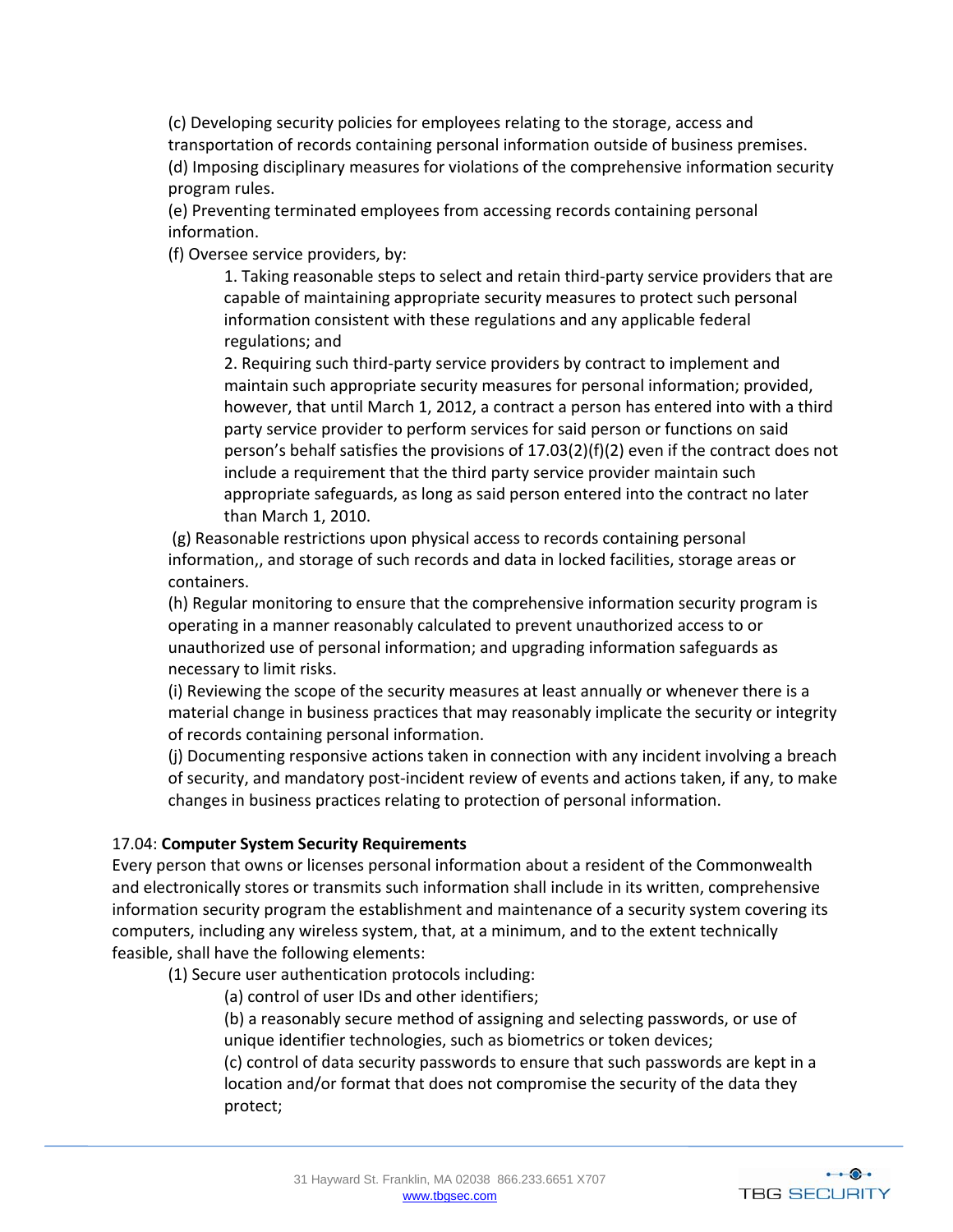(c) Developing security policies for employees relating to the storage, access and transportation of records containing personal information outside of business premises.
(d) Imposing disciplinary measures for violations of the comprehensive information security program rules.
(e) Preventing terminated employees from accessing records containing personal information.
(f) Oversee service providers, by:

1. Taking reasonable steps to select and retain third-party service providers that are capable of maintaining appropriate security measures to protect such personal information consistent with these regulations and any applicable federal regulations; and
2. Requiring such third-party service providers by contract to implement and maintain such appropriate security measures for personal information; provided, however, that until March 1, 2012, a contract a person has entered into with a third party service provider to perform services for said person or functions on said person's behalf satisfies the provisions of 17.03(2)(f)(2) even if the contract does not include a requirement that the third party service provider maintain such appropriate safeguards, as long as said person entered into the contract no later than March 1, 2010.

(g) Reasonable restrictions upon physical access to records containing personal information,, and storage of such records and data in locked facilities, storage areas or containers.
(h) Regular monitoring to ensure that the comprehensive information security program is operating in a manner reasonably calculated to prevent unauthorized access to or unauthorized use of personal information; and upgrading information safeguards as necessary to limit risks.
(i) Reviewing the scope of the security measures at least annually or whenever there is a material change in business practices that may reasonably implicate the security or integrity of records containing personal information.
(j) Documenting responsive actions taken in connection with any incident involving a breach of security, and mandatory post-incident review of events and actions taken, if any, to make changes in business practices relating to protection of personal information.

17.04: **Computer System Security Requirements**

Every person that owns or licenses personal information about a resident of the Commonwealth and electronically stores or transmits such information shall include in its written, comprehensive information security program the establishment and maintenance of a security system covering its computers, including any wireless system, that, at a minimum, and to the extent technically feasible, shall have the following elements:

(1) Secure user authentication protocols including:

(a) control of user IDs and other identifiers;
(b) a reasonably secure method of assigning and selecting passwords, or use of unique identifier technologies, such as biometrics or token devices;
(c) control of data security passwords to ensure that such passwords are kept in a location and/or format that does not compromise the security of the data they protect;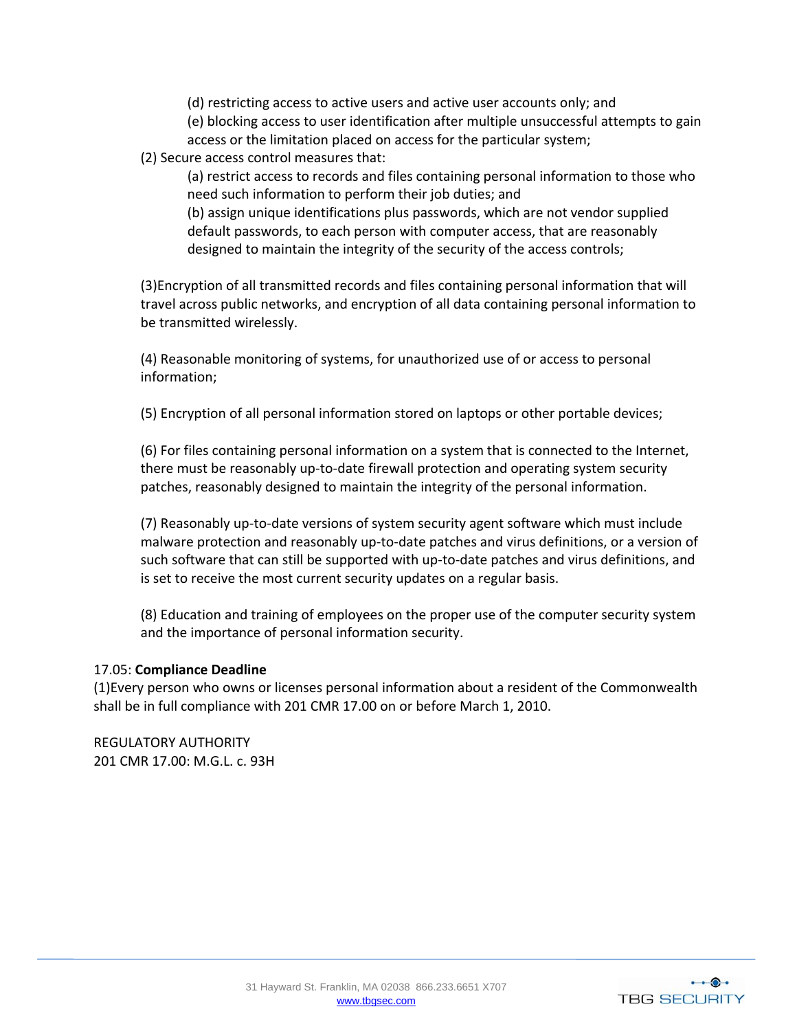(d) restricting access to active users and active user accounts only; and
(e) blocking access to user identification after multiple unsuccessful attempts to gain access or the limitation placed on access for the particular system;

(2) Secure access control measures that:

(a) restrict access to records and files containing personal information to those who need such information to perform their job duties; and
(b) assign unique identifications plus passwords, which are not vendor supplied default passwords, to each person with computer access, that are reasonably designed to maintain the integrity of the security of the access controls;

(3)Encryption of all transmitted records and files containing personal information that will travel across public networks, and encryption of all data containing personal information to be transmitted wirelessly.

(4) Reasonable monitoring of systems, for unauthorized use of or access to personal information;

(5) Encryption of all personal information stored on laptops or other portable devices;

(6) For files containing personal information on a system that is connected to the Internet, there must be reasonably up-to-date firewall protection and operating system security patches, reasonably designed to maintain the integrity of the personal information.

(7) Reasonably up-to-date versions of system security agent software which must include malware protection and reasonably up-to-date patches and virus definitions, or a version of such software that can still be supported with up-to-date patches and virus definitions, and is set to receive the most current security updates on a regular basis.

(8) Education and training of employees on the proper use of the computer security system and the importance of personal information security.

17.05: **Compliance Deadline**
(1)Every person who owns or licenses personal information about a resident of the Commonwealth shall be in full compliance with 201 CMR 17.00 on or before March 1, 2010.

REGULATORY AUTHORITY
201 CMR 17.00: M.G.L. c. 93H